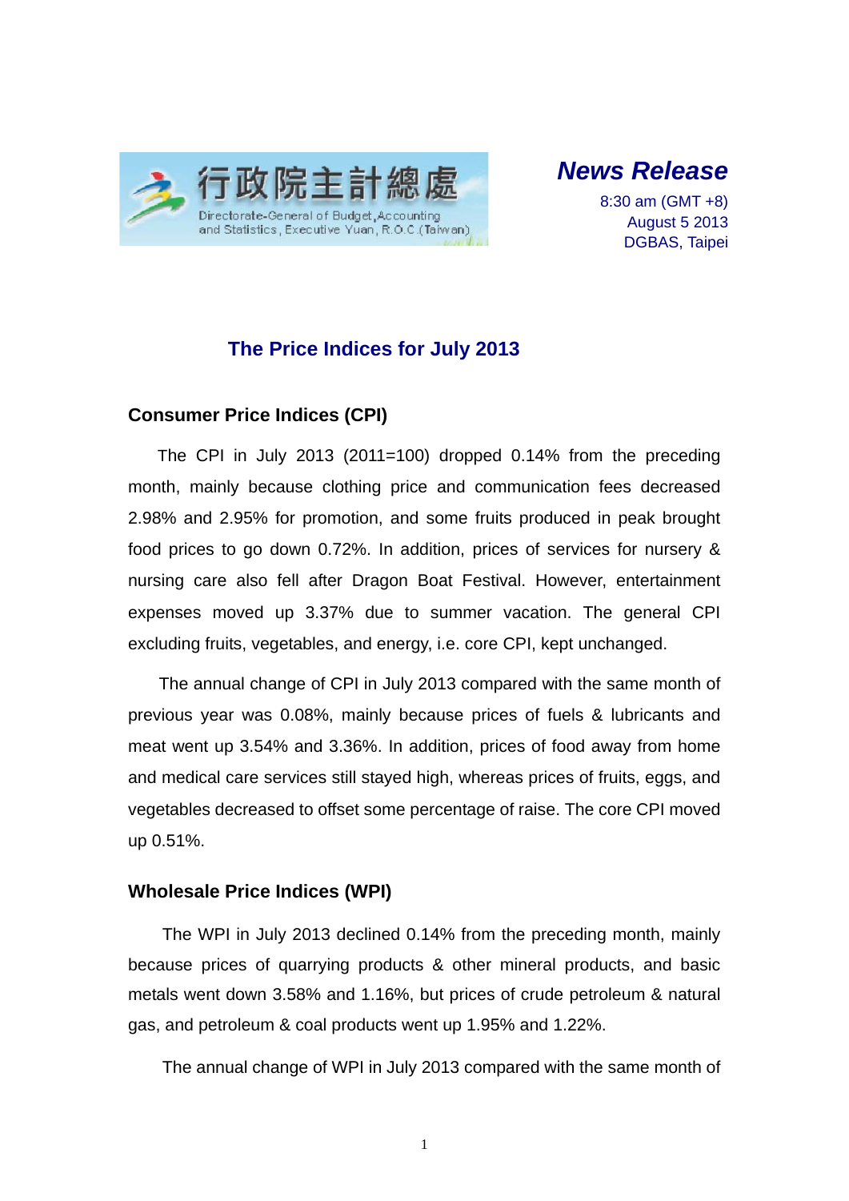行政院主計總處
Directorate-General of Budget, Accounting and Statistics, Executive Yuan, R.O.C. (Taiwan)

***News Release***

8:30 am (GMT +8)
August 5 2013
DGBAS, Taipei

# The Price Indices for July 2013

## Consumer Price Indices (CPI)

The CPI in July 2013 (2011=100) dropped 0.14% from the preceding month, mainly because clothing price and communication fees decreased 2.98% and 2.95% for promotion, and some fruits produced in peak brought food prices to go down 0.72%. In addition, prices of services for nursery & nursing care also fell after Dragon Boat Festival. However, entertainment expenses moved up 3.37% due to summer vacation. The general CPI excluding fruits, vegetables, and energy, i.e. core CPI, kept unchanged.

The annual change of CPI in July 2013 compared with the same month of previous year was 0.08%, mainly because prices of fuels & lubricants and meat went up 3.54% and 3.36%. In addition, prices of food away from home and medical care services still stayed high, whereas prices of fruits, eggs, and vegetables decreased to offset some percentage of raise. The core CPI moved up 0.51%.

## Wholesale Price Indices (WPI)

The WPI in July 2013 declined 0.14% from the preceding month, mainly because prices of quarrying products & other mineral products, and basic metals went down 3.58% and 1.16%, but prices of crude petroleum & natural gas, and petroleum & coal products went up 1.95% and 1.22%.

The annual change of WPI in July 2013 compared with the same month of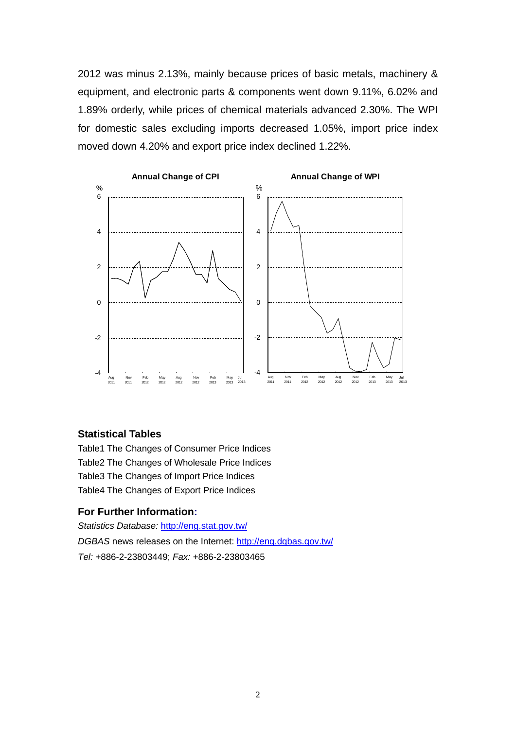2012 was minus 2.13%, mainly because prices of basic metals, machinery & equipment, and electronic parts & components went down 9.11%, 6.02% and 1.89% orderly, while prices of chemical materials advanced 2.30%. The WPI for domestic sales excluding imports decreased 1.05%, import price index moved down 4.20% and export price index declined 1.22%.

**Annual Change of CPI**

**Annual Change of WPI**

### Statistical Tables

Table1 The Changes of Consumer Price Indices
Table2 The Changes of Wholesale Price Indices
Table3 The Changes of Import Price Indices
Table4 The Changes of Export Price Indices

### For Further Information:

*Statistics Database:* http://eng.stat.gov.tw/
*DGBAS* news releases on the Internet: http://eng.dgbas.gov.tw/
*Tel:* +886-2-23803449; *Fax:* +886-2-23803465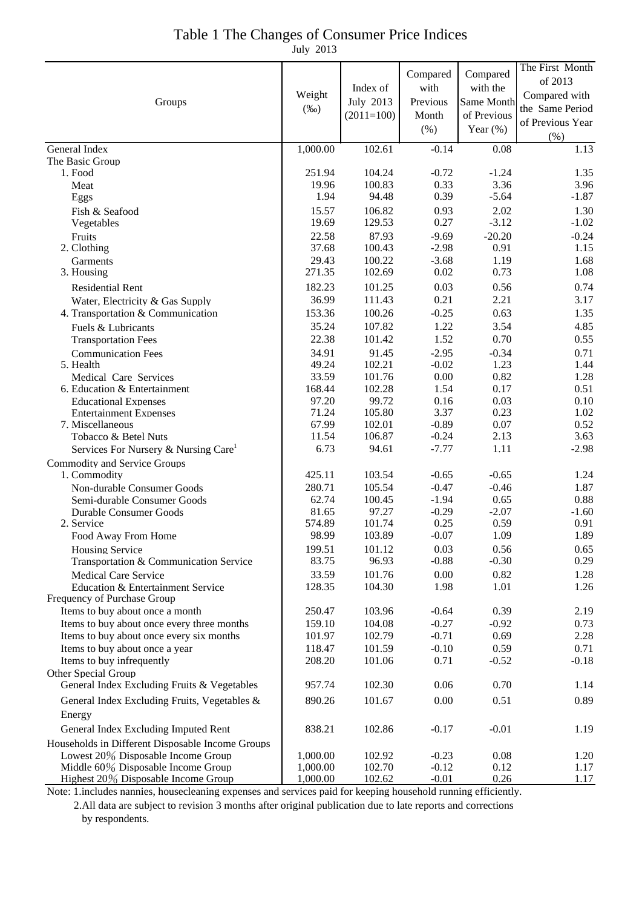# Table 1 The Changes of Consumer Price Indices

July 2013

| Groups | Weight (‰) | Index of July 2013 (2011=100) | Compared with Previous Month (%) | Compared with the Same Month of Previous Year (%) | The First Month of 2013 Compared with the Same Period of Previous Year (%) |
|---|---|---|---|---|---|
| General Index | 1,000.00 | 102.61 | -0.14 | 0.08 | 1.13 |
| The Basic Group | | | | | |
| 1. Food | 251.94 | 104.24 | -0.72 | -1.24 | 1.35 |
| Meat | 19.96 | 100.83 | 0.33 | 3.36 | 3.96 |
| Eggs | 1.94 | 94.48 | 0.39 | -5.64 | -1.87 |
| Fish & Seafood | 15.57 | 106.82 | 0.93 | 2.02 | 1.30 |
| Vegetables | 19.69 | 129.53 | 0.27 | -3.12 | -1.02 |
| Fruits | 22.58 | 87.93 | -9.69 | -20.20 | -0.24 |
| 2. Clothing | 37.68 | 100.43 | -2.98 | 0.91 | 1.15 |
| Garments | 29.43 | 100.22 | -3.68 | 1.19 | 1.68 |
| 3. Housing | 271.35 | 102.69 | 0.02 | 0.73 | 1.08 |
| Residential Rent | 182.23 | 101.25 | 0.03 | 0.56 | 0.74 |
| Water, Electricity & Gas Supply | 36.99 | 111.43 | 0.21 | 2.21 | 3.17 |
| 4. Transportation & Communication | 153.36 | 100.26 | -0.25 | 0.63 | 1.35 |
| Fuels & Lubricants | 35.24 | 107.82 | 1.22 | 3.54 | 4.85 |
| Transportation Fees | 22.38 | 101.42 | 1.52 | 0.70 | 0.55 |
| Communication Fees | 34.91 | 91.45 | -2.95 | -0.34 | 0.71 |
| 5. Health | 49.24 | 102.21 | -0.02 | 1.23 | 1.44 |
| Medical Care Services | 33.59 | 101.76 | 0.00 | 0.82 | 1.28 |
| 6. Education & Entertainment | 168.44 | 102.28 | 1.54 | 0.17 | 0.51 |
| Educational Expenses | 97.20 | 99.72 | 0.16 | 0.03 | 0.10 |
| Entertainment Expenses | 71.24 | 105.80 | 3.37 | 0.23 | 1.02 |
| 7. Miscellaneous | 67.99 | 102.01 | -0.89 | 0.07 | 0.52 |
| Tobacco & Betel Nuts | 11.54 | 106.87 | -0.24 | 2.13 | 3.63 |
| Services For Nursery & Nursing Care[1] | 6.73 | 94.61 | -7.77 | 1.11 | -2.98 |
| Commodity and Service Groups | | | | | |
| 1. Commodity | 425.11 | 103.54 | -0.65 | -0.65 | 1.24 |
| Non-durable Consumer Goods | 280.71 | 105.54 | -0.47 | -0.46 | 1.87 |
| Semi-durable Consumer Goods | 62.74 | 100.45 | -1.94 | 0.65 | 0.88 |
| Durable Consumer Goods | 81.65 | 97.27 | -0.29 | -2.07 | -1.60 |
| 2. Service | 574.89 | 101.74 | 0.25 | 0.59 | 0.91 |
| Food Away From Home | 98.99 | 103.89 | -0.07 | 1.09 | 1.89 |
| Housing Service | 199.51 | 101.12 | 0.03 | 0.56 | 0.65 |
| Transportation & Communication Service | 83.75 | 96.93 | -0.88 | -0.30 | 0.29 |
| Medical Care Service | 33.59 | 101.76 | 0.00 | 0.82 | 1.28 |
| Education & Entertainment Service | 128.35 | 104.30 | 1.98 | 1.01 | 1.26 |
| Frequency of Purchase Group | | | | | |
| Items to buy about once a month | 250.47 | 103.96 | -0.64 | 0.39 | 2.19 |
| Items to buy about once every three months | 159.10 | 104.08 | -0.27 | -0.92 | 0.73 |
| Items to buy about once every six months | 101.97 | 102.79 | -0.71 | 0.69 | 2.28 |
| Items to buy about once a year | 118.47 | 101.59 | -0.10 | 0.59 | 0.71 |
| Items to buy infrequently | 208.20 | 101.06 | 0.71 | -0.52 | -0.18 |
| Other Special Group | | | | | |
| General Index Excluding Fruits & Vegetables | 957.74 | 102.30 | 0.06 | 0.70 | 1.14 |
| General Index Excluding Fruits, Vegetables & Energy | 890.26 | 101.67 | 0.00 | 0.51 | 0.89 |
| General Index Excluding Imputed Rent | 838.21 | 102.86 | -0.17 | -0.01 | 1.19 |
| Households in Different Disposable Income Groups | | | | | |
| Lowest 20% Disposable Income Group | 1,000.00 | 102.92 | -0.23 | 0.08 | 1.20 |
| Middle 60% Disposable Income Group | 1,000.00 | 102.70 | -0.12 | 0.12 | 1.17 |
| Highest 20% Disposable Income Group | 1,000.00 | 102.62 | -0.01 | 0.26 | 1.17 |

Note: 1.includes nannies, housecleaning expenses and services paid for keeping household running efficiently.

2.All data are subject to revision 3 months after original publication due to late reports and corrections by respondents.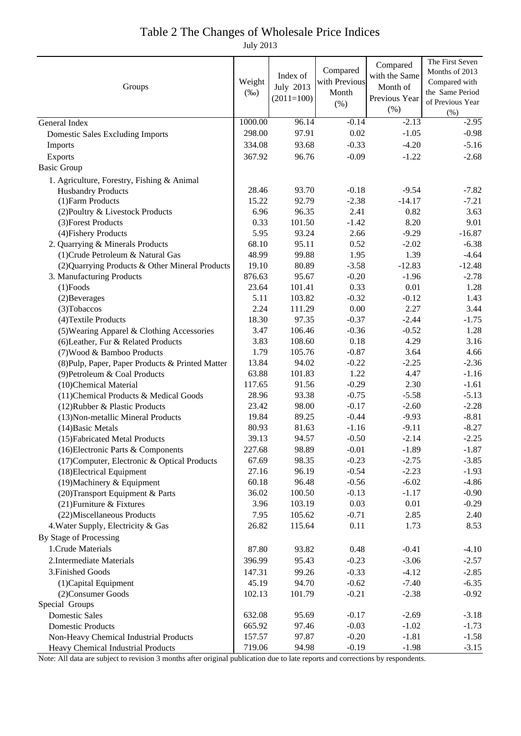# Table 2 The Changes of Wholesale Price Indices

July 2013

| Groups | Weight (‰) | Index of July 2013 (2011=100) | Compared with Previous Month (%) | Compared with the Same Month of Previous Year (%) | The First Seven Months of 2013 Compared with the Same Period of Previous Year (%) |
|---|---|---|---|---|---|
| General Index | 1000.00 | 96.14 | -0.14 | -2.13 | -2.95 |
| Domestic Sales Excluding Imports | 298.00 | 97.91 | 0.02 | -1.05 | -0.98 |
| Imports | 334.08 | 93.68 | -0.33 | -4.20 | -5.16 |
| Exports | 367.92 | 96.76 | -0.09 | -1.22 | -2.68 |
| Basic Group | | | | | |
| 1. Agriculture, Forestry, Fishing & Animal Husbandry Products | 28.46 | 93.70 | -0.18 | -9.54 | -7.82 |
| (1)Farm Products | 15.22 | 92.79 | -2.38 | -14.17 | -7.21 |
| (2)Poultry & Livestock Products | 6.96 | 96.35 | 2.41 | 0.82 | 3.63 |
| (3)Forest Products | 0.33 | 101.50 | -1.42 | 8.20 | 9.01 |
| (4)Fishery Products | 5.95 | 93.24 | 2.66 | -9.29 | -16.87 |
| 2. Quarrying & Minerals Products | 68.10 | 95.11 | 0.52 | -2.02 | -6.38 |
| (1)Crude Petroleum & Natural Gas | 48.99 | 99.88 | 1.95 | 1.39 | -4.64 |
| (2)Quarrying Products & Other Mineral Products | 19.10 | 80.89 | -3.58 | -12.83 | -12.48 |
| 3. Manufacturing Products | 876.63 | 95.67 | -0.20 | -1.96 | -2.78 |
| (1)Foods | 23.64 | 101.41 | 0.33 | 0.01 | 1.28 |
| (2)Beverages | 5.11 | 103.82 | -0.32 | -0.12 | 1.43 |
| (3)Tobaccos | 2.24 | 111.29 | 0.00 | 2.27 | 3.44 |
| (4)Textile Products | 18.30 | 97.35 | -0.37 | -2.44 | -1.75 |
| (5)Wearing Apparel & Clothing Accessories | 3.47 | 106.46 | -0.36 | -0.52 | 1.28 |
| (6)Leather, Fur & Related Products | 3.83 | 108.60 | 0.18 | 4.29 | 3.16 |
| (7)Wood & Bamboo Products | 1.79 | 105.76 | -0.87 | 3.64 | 4.66 |
| (8)Pulp, Paper, Paper Products & Printed Matter | 13.84 | 94.02 | -0.22 | -2.25 | -2.36 |
| (9)Petroleum & Coal Products | 63.88 | 101.83 | 1.22 | 4.47 | -1.16 |
| (10)Chemical Material | 117.65 | 91.56 | -0.29 | 2.30 | -1.61 |
| (11)Chemical Products & Medical Goods | 28.96 | 93.38 | -0.75 | -5.58 | -5.13 |
| (12)Rubber & Plastic Products | 23.42 | 98.00 | -0.17 | -2.60 | -2.28 |
| (13)Non-metallic Mineral Products | 19.84 | 89.25 | -0.44 | -9.93 | -8.81 |
| (14)Basic Metals | 80.93 | 81.63 | -1.16 | -9.11 | -8.27 |
| (15)Fabricated Metal Products | 39.13 | 94.57 | -0.50 | -2.14 | -2.25 |
| (16)Electronic Parts & Components | 227.68 | 98.89 | -0.01 | -1.89 | -1.87 |
| (17)Computer, Electronic & Optical Products | 67.69 | 98.35 | -0.23 | -2.75 | -3.85 |
| (18)Electrical Equipment | 27.16 | 96.19 | -0.54 | -2.23 | -1.93 |
| (19)Machinery & Equipment | 60.18 | 96.48 | -0.56 | -6.02 | -4.86 |
| (20)Transport Equipment & Parts | 36.02 | 100.50 | -0.13 | -1.17 | -0.90 |
| (21)Furniture & Fixtures | 3.96 | 103.19 | 0.03 | 0.01 | -0.29 |
| (22)Miscellaneous Products | 7.95 | 105.62 | -0.71 | 2.85 | 2.40 |
| 4.Water Supply, Electricity & Gas | 26.82 | 115.64 | 0.11 | 1.73 | 8.53 |
| By Stage of Processing | | | | | |
| 1.Crude Materials | 87.80 | 93.82 | 0.48 | -0.41 | -4.10 |
| 2.Intermediate Materials | 396.99 | 95.43 | -0.23 | -3.06 | -2.57 |
| 3.Finished Goods | 147.31 | 99.26 | -0.33 | -4.12 | -2.85 |
| (1)Capital Equipment | 45.19 | 94.70 | -0.62 | -7.40 | -6.35 |
| (2)Consumer Goods | 102.13 | 101.79 | -0.21 | -2.38 | -0.92 |
| Special Groups | | | | | |
| Domestic Sales | 632.08 | 95.69 | -0.17 | -2.69 | -3.18 |
| Domestic Products | 665.92 | 97.46 | -0.03 | -1.02 | -1.73 |
| Non-Heavy Chemical Industrial Products | 157.57 | 97.87 | -0.20 | -1.81 | -1.58 |
| Heavy Chemical Industrial Products | 719.06 | 94.98 | -0.19 | -1.98 | -3.15 |

Note: All data are subject to revision 3 months after original publication due to late reports and corrections by respondents.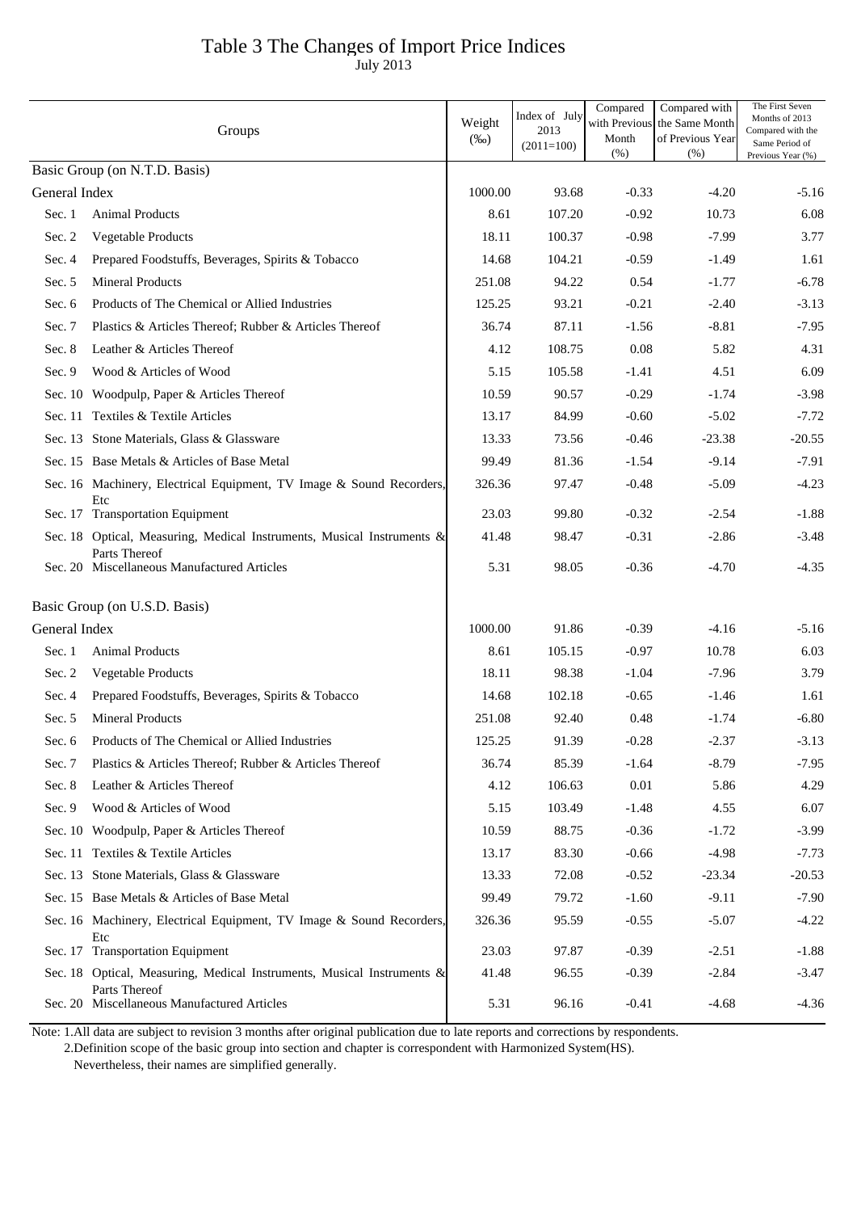# Table 3 The Changes of Import Price Indices

July 2013

| Groups | | Weight (‰) | Index of July 2013 (2011=100) | Compared with Previous Month (%) | Compared with the Same Month of Previous Year (%) | The First Seven Months of 2013 Compared with the Same Period of Previous Year (%) |
|---|---|---|---|---|---|---|
| Basic Group (on N.T.D. Basis) | | | | | | |
| General Index | | 1000.00 | 93.68 | -0.33 | -4.20 | -5.16 |
| Sec. 1 | Animal Products | 8.61 | 107.20 | -0.92 | 10.73 | 6.08 |
| Sec. 2 | Vegetable Products | 18.11 | 100.37 | -0.98 | -7.99 | 3.77 |
| Sec. 4 | Prepared Foodstuffs, Beverages, Spirits & Tobacco | 14.68 | 104.21 | -0.59 | -1.49 | 1.61 |
| Sec. 5 | Mineral Products | 251.08 | 94.22 | 0.54 | -1.77 | -6.78 |
| Sec. 6 | Products of The Chemical or Allied Industries | 125.25 | 93.21 | -0.21 | -2.40 | -3.13 |
| Sec. 7 | Plastics & Articles Thereof; Rubber & Articles Thereof | 36.74 | 87.11 | -1.56 | -8.81 | -7.95 |
| Sec. 8 | Leather & Articles Thereof | 4.12 | 108.75 | 0.08 | 5.82 | 4.31 |
| Sec. 9 | Wood & Articles of Wood | 5.15 | 105.58 | -1.41 | 4.51 | 6.09 |
| Sec. 10 | Woodpulp, Paper & Articles Thereof | 10.59 | 90.57 | -0.29 | -1.74 | -3.98 |
| Sec. 11 | Textiles & Textile Articles | 13.17 | 84.99 | -0.60 | -5.02 | -7.72 |
| Sec. 13 | Stone Materials, Glass & Glassware | 13.33 | 73.56 | -0.46 | -23.38 | -20.55 |
| Sec. 15 | Base Metals & Articles of Base Metal | 99.49 | 81.36 | -1.54 | -9.14 | -7.91 |
| Sec. 16 | Machinery, Electrical Equipment, TV Image & Sound Recorders, Etc | 326.36 | 97.47 | -0.48 | -5.09 | -4.23 |
| Sec. 17 | Transportation Equipment | 23.03 | 99.80 | -0.32 | -2.54 | -1.88 |
| Sec. 18 | Optical, Measuring, Medical Instruments, Musical Instruments & Parts Thereof | 41.48 | 98.47 | -0.31 | -2.86 | -3.48 |
| Sec. 20 | Miscellaneous Manufactured Articles | 5.31 | 98.05 | -0.36 | -4.70 | -4.35 |
| Basic Group (on U.S.D. Basis) | | | | | | |
| General Index | | 1000.00 | 91.86 | -0.39 | -4.16 | -5.16 |
| Sec. 1 | Animal Products | 8.61 | 105.15 | -0.97 | 10.78 | 6.03 |
| Sec. 2 | Vegetable Products | 18.11 | 98.38 | -1.04 | -7.96 | 3.79 |
| Sec. 4 | Prepared Foodstuffs, Beverages, Spirits & Tobacco | 14.68 | 102.18 | -0.65 | -1.46 | 1.61 |
| Sec. 5 | Mineral Products | 251.08 | 92.40 | 0.48 | -1.74 | -6.80 |
| Sec. 6 | Products of The Chemical or Allied Industries | 125.25 | 91.39 | -0.28 | -2.37 | -3.13 |
| Sec. 7 | Plastics & Articles Thereof; Rubber & Articles Thereof | 36.74 | 85.39 | -1.64 | -8.79 | -7.95 |
| Sec. 8 | Leather & Articles Thereof | 4.12 | 106.63 | 0.01 | 5.86 | 4.29 |
| Sec. 9 | Wood & Articles of Wood | 5.15 | 103.49 | -1.48 | 4.55 | 6.07 |
| Sec. 10 | Woodpulp, Paper & Articles Thereof | 10.59 | 88.75 | -0.36 | -1.72 | -3.99 |
| Sec. 11 | Textiles & Textile Articles | 13.17 | 83.30 | -0.66 | -4.98 | -7.73 |
| Sec. 13 | Stone Materials, Glass & Glassware | 13.33 | 72.08 | -0.52 | -23.34 | -20.53 |
| Sec. 15 | Base Metals & Articles of Base Metal | 99.49 | 79.72 | -1.60 | -9.11 | -7.90 |
| Sec. 16 | Machinery, Electrical Equipment, TV Image & Sound Recorders, Etc | 326.36 | 95.59 | -0.55 | -5.07 | -4.22 |
| Sec. 17 | Transportation Equipment | 23.03 | 97.87 | -0.39 | -2.51 | -1.88 |
| Sec. 18 | Optical, Measuring, Medical Instruments, Musical Instruments & Parts Thereof | 41.48 | 96.55 | -0.39 | -2.84 | -3.47 |
| Sec. 20 | Miscellaneous Manufactured Articles | 5.31 | 96.16 | -0.41 | -4.68 | -4.36 |

Note: 1.All data are subject to revision 3 months after original publication due to late reports and corrections by respondents.

2.Definition scope of the basic group into section and chapter is correspondent with Harmonized System(HS). Nevertheless, their names are simplified generally.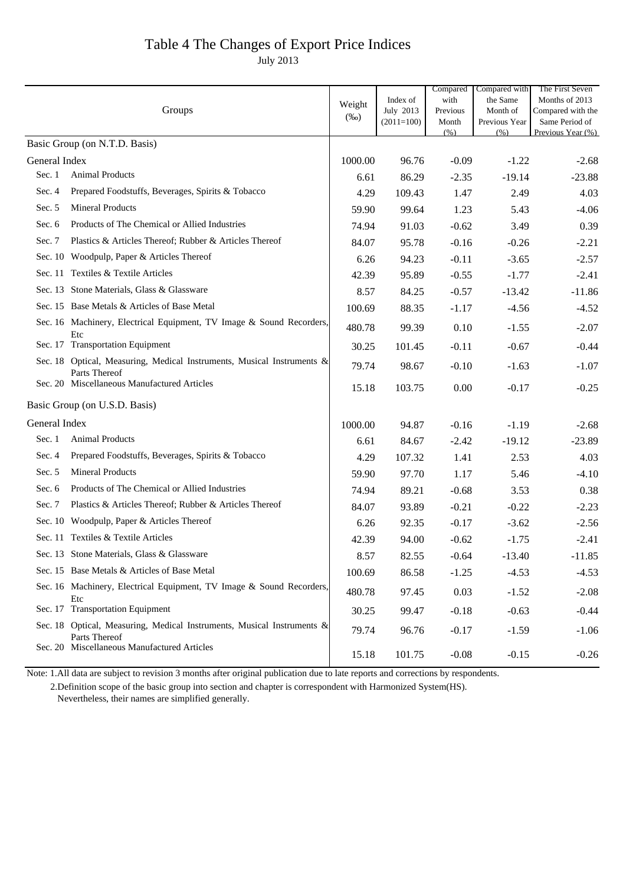# Table 4 The Changes of Export Price Indices

July 2013

| Groups | | Weight (‰) | Index of July 2013 (2011=100) | Compared with Previous Month (%) | Compared with the Same Month of Previous Year (%) | The First Seven Months of 2013 Compared with the Same Period of Previous Year (%) |
|---|---|---|---|---|---|---|
| Basic Group (on N.T.D. Basis) | | | | | | |
| General Index | | 1000.00 | 96.76 | -0.09 | -1.22 | -2.68 |
| Sec. 1 | Animal Products | 6.61 | 86.29 | -2.35 | -19.14 | -23.88 |
| Sec. 4 | Prepared Foodstuffs, Beverages, Spirits & Tobacco | 4.29 | 109.43 | 1.47 | 2.49 | 4.03 |
| Sec. 5 | Mineral Products | 59.90 | 99.64 | 1.23 | 5.43 | -4.06 |
| Sec. 6 | Products of The Chemical or Allied Industries | 74.94 | 91.03 | -0.62 | 3.49 | 0.39 |
| Sec. 7 | Plastics & Articles Thereof; Rubber & Articles Thereof | 84.07 | 95.78 | -0.16 | -0.26 | -2.21 |
| Sec. 10 | Woodpulp, Paper & Articles Thereof | 6.26 | 94.23 | -0.11 | -3.65 | -2.57 |
| Sec. 11 | Textiles & Textile Articles | 42.39 | 95.89 | -0.55 | -1.77 | -2.41 |
| Sec. 13 | Stone Materials, Glass & Glassware | 8.57 | 84.25 | -0.57 | -13.42 | -11.86 |
| Sec. 15 | Base Metals & Articles of Base Metal | 100.69 | 88.35 | -1.17 | -4.56 | -4.52 |
| Sec. 16 | Machinery, Electrical Equipment, TV Image & Sound Recorders, Etc | 480.78 | 99.39 | 0.10 | -1.55 | -2.07 |
| Sec. 17 | Transportation Equipment | 30.25 | 101.45 | -0.11 | -0.67 | -0.44 |
| Sec. 18 | Optical, Measuring, Medical Instruments, Musical Instruments & Parts Thereof | 79.74 | 98.67 | -0.10 | -1.63 | -1.07 |
| Sec. 20 | Miscellaneous Manufactured Articles | 15.18 | 103.75 | 0.00 | -0.17 | -0.25 |
| Basic Group (on U.S.D. Basis) | | | | | | |
| General Index | | 1000.00 | 94.87 | -0.16 | -1.19 | -2.68 |
| Sec. 1 | Animal Products | 6.61 | 84.67 | -2.42 | -19.12 | -23.89 |
| Sec. 4 | Prepared Foodstuffs, Beverages, Spirits & Tobacco | 4.29 | 107.32 | 1.41 | 2.53 | 4.03 |
| Sec. 5 | Mineral Products | 59.90 | 97.70 | 1.17 | 5.46 | -4.10 |
| Sec. 6 | Products of The Chemical or Allied Industries | 74.94 | 89.21 | -0.68 | 3.53 | 0.38 |
| Sec. 7 | Plastics & Articles Thereof; Rubber & Articles Thereof | 84.07 | 93.89 | -0.21 | -0.22 | -2.23 |
| Sec. 10 | Woodpulp, Paper & Articles Thereof | 6.26 | 92.35 | -0.17 | -3.62 | -2.56 |
| Sec. 11 | Textiles & Textile Articles | 42.39 | 94.00 | -0.62 | -1.75 | -2.41 |
| Sec. 13 | Stone Materials, Glass & Glassware | 8.57 | 82.55 | -0.64 | -13.40 | -11.85 |
| Sec. 15 | Base Metals & Articles of Base Metal | 100.69 | 86.58 | -1.25 | -4.53 | -4.53 |
| Sec. 16 | Machinery, Electrical Equipment, TV Image & Sound Recorders, Etc | 480.78 | 97.45 | 0.03 | -1.52 | -2.08 |
| Sec. 17 | Transportation Equipment | 30.25 | 99.47 | -0.18 | -0.63 | -0.44 |
| Sec. 18 | Optical, Measuring, Medical Instruments, Musical Instruments & Parts Thereof | 79.74 | 96.76 | -0.17 | -1.59 | -1.06 |
| Sec. 20 | Miscellaneous Manufactured Articles | 15.18 | 101.75 | -0.08 | -0.15 | -0.26 |

Note: 1.All data are subject to revision 3 months after original publication due to late reports and corrections by respondents.

2.Definition scope of the basic group into section and chapter is correspondent with Harmonized System(HS). Nevertheless, their names are simplified generally.